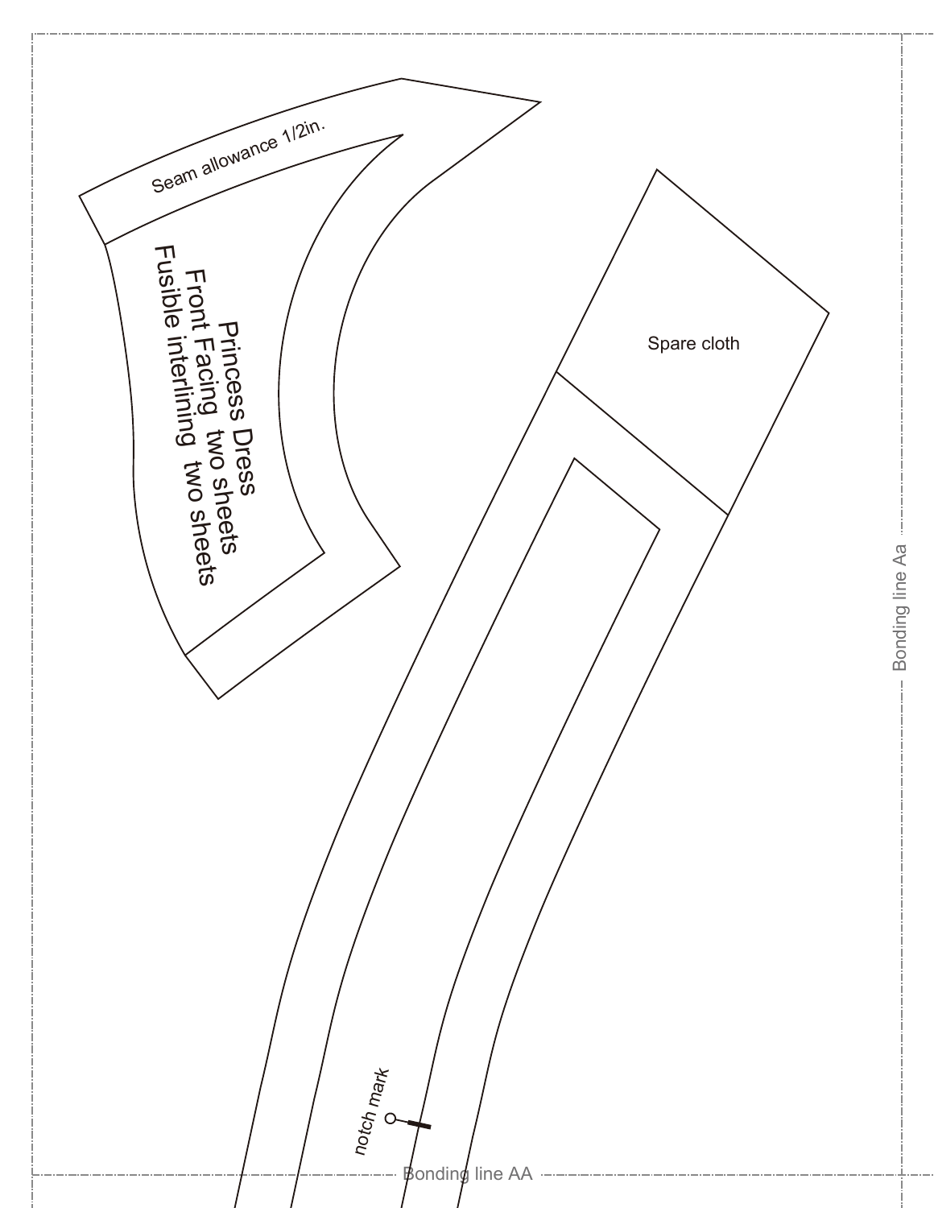Seam allowance 1/2in.

Princess Dress
Front Facing two sheets
Fusible interlining two sheets

Spare cloth

notch mark

Bonding line Aa

Bonding line AA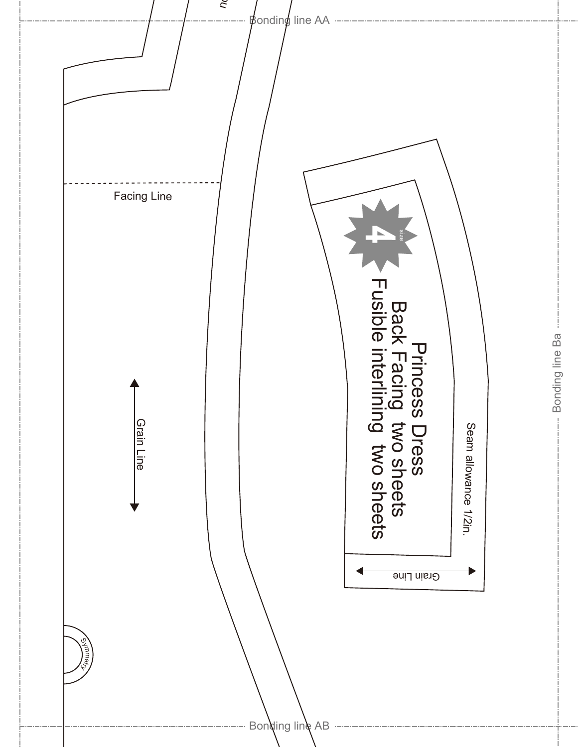Bonding line AA

Facing Line

Grain Line

Symmetry

4 size

Princess Dress
Back Facing two sheets
Fusible interlining two sheets

Seam allowance 1/2in.

Grain Line

Bonding line Ba

Bonding line AB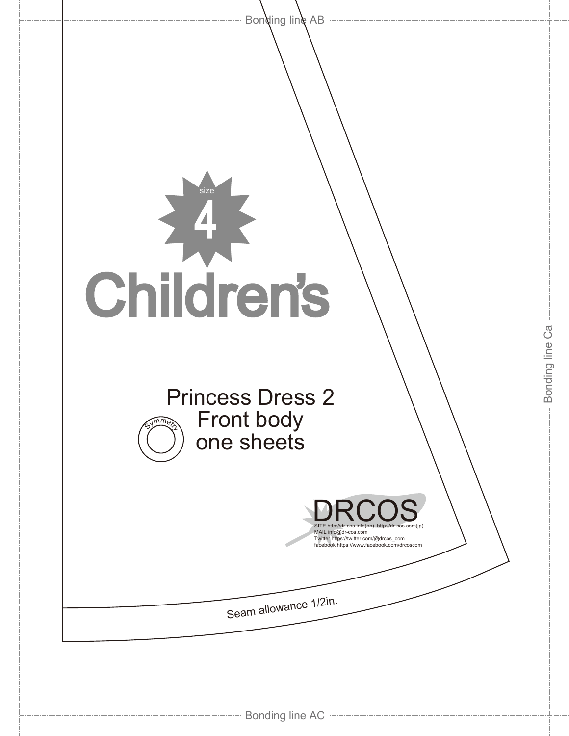Bonding line AB

size 4

Children's

Princess Dress 2
Front body
one sheets

Symmetry

DRCOS
SITE http://dr-cos.info(en) http://dr-cos.com(jp)
MAIL info@dr-cos.com
Twitter https://twitter.com/@drcos_com
facebook https://www.facebook.com/drcoscom

Seam allowance 1/2in.

Bonding line Ca

Bonding line AC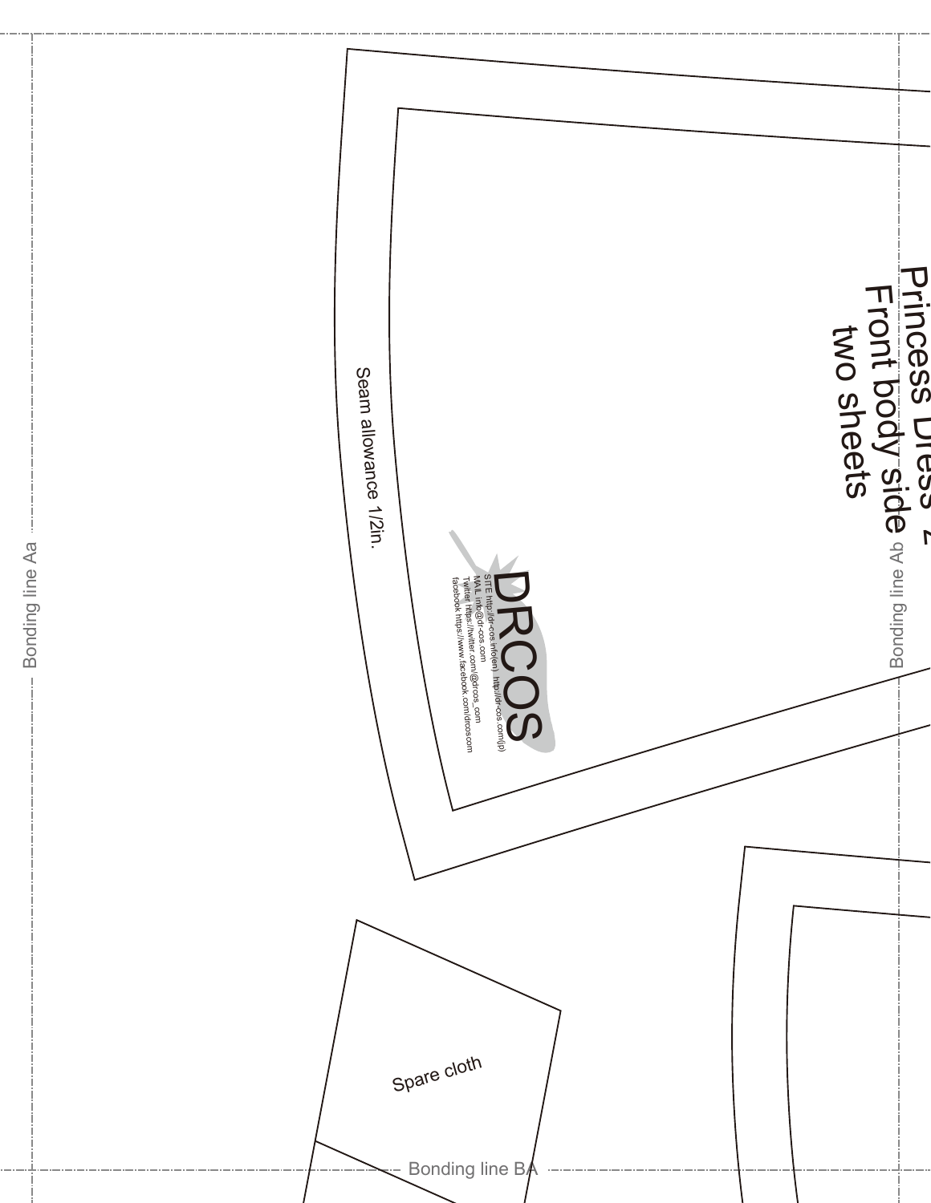Bonding line Aa

Princess Dress 2
Front body side
two sheets

Seam allowance 1/2in.

DRCOS
SITE http://dr-cos.info(en) http://dr-cos.com(jp)
MAIL info@dr-cos.com
Twitter https://twitter.com/@drcos_com
facebook https://www.facebook.com/drcoscom

Bonding line Ab

Spare cloth

Bonding line BA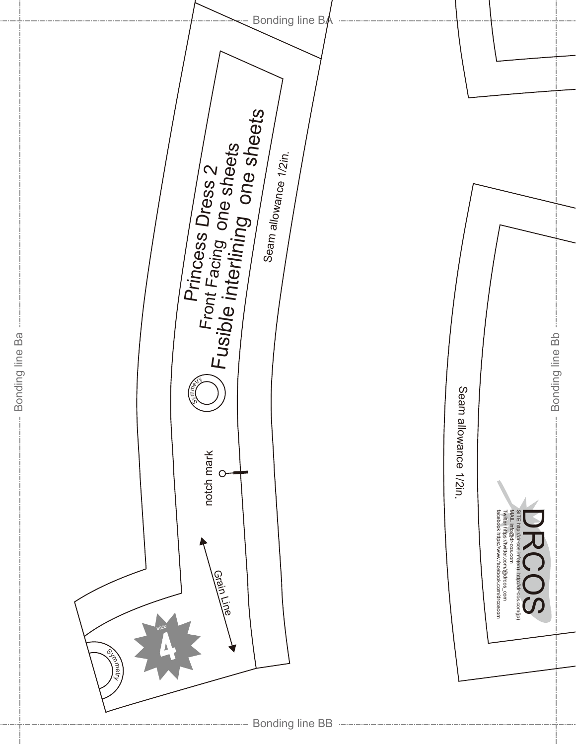Bonding line BA

Bonding line Ba

Bonding line Bb

Bonding line BB

Princess Dress 2

Front Facing one sheets

Fusible interlining one sheets

Seam allowance 1/2in.

Symmetry

notch mark

Grain Line

size

4

Symmetry

Seam allowance 1/2in.

DRCOS

SITE http://dr-cos.info(en) http://dr-cos.com(jp)

MAIL info@dr-cos.com

Twitter https://twitter.com/@drcos_com

facebook https://www.facebook.com/drcoscom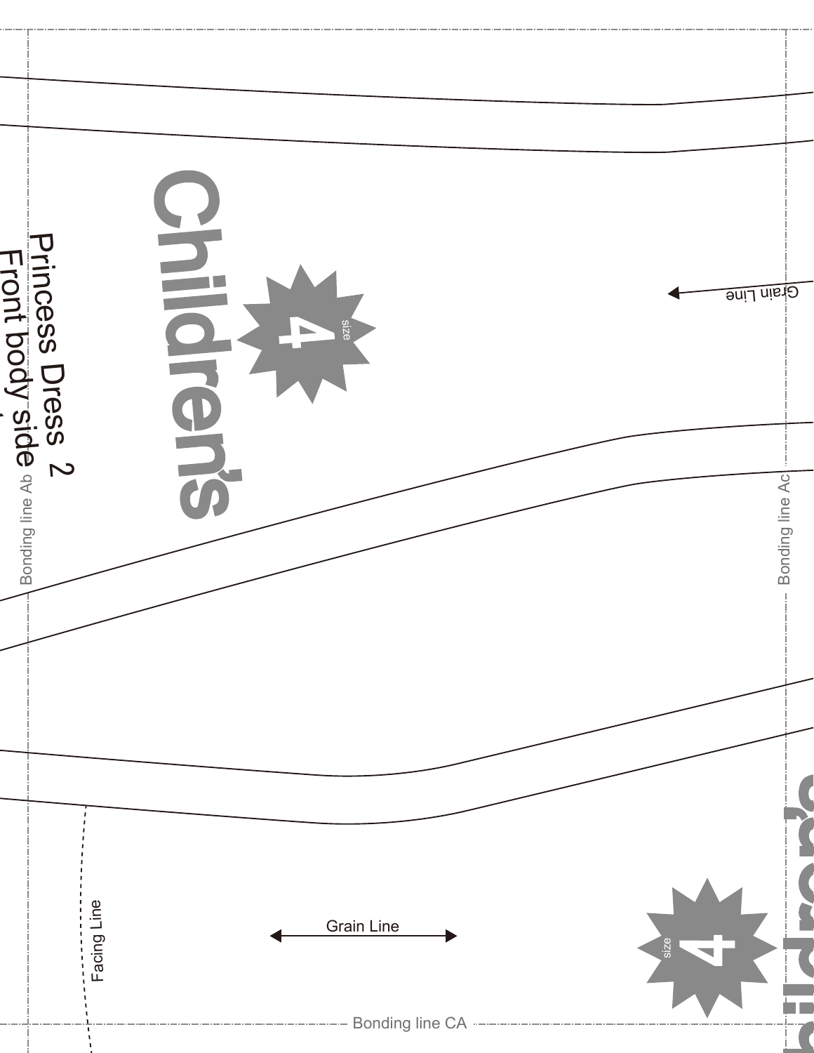Children's

size 4

Princess Dress 2

Front body side

Grain Line

Bonding line Ab

Bonding line Ac

Grain Line

Facing Line

size 4

Bonding line CA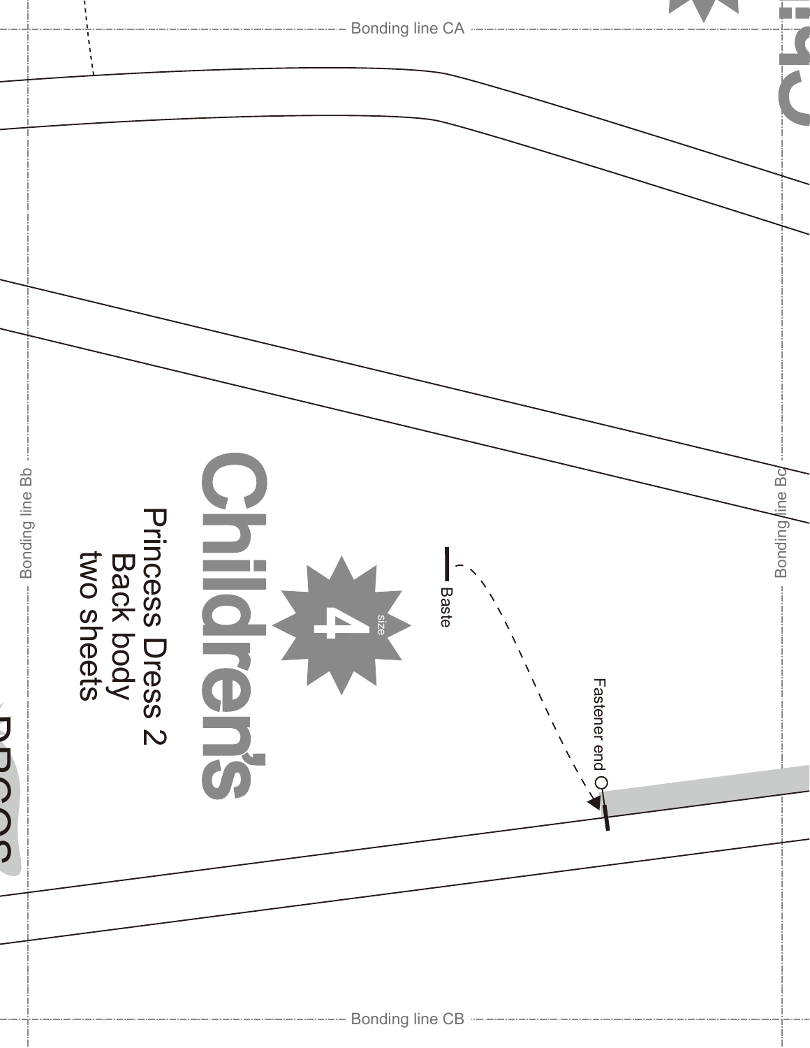Bonding line CA

Bonding line Bb

Bonding line Bc

Children's

size 4

Princess Dress 2
Back body
two sheets

Baste

Fastener end

Bonding line CB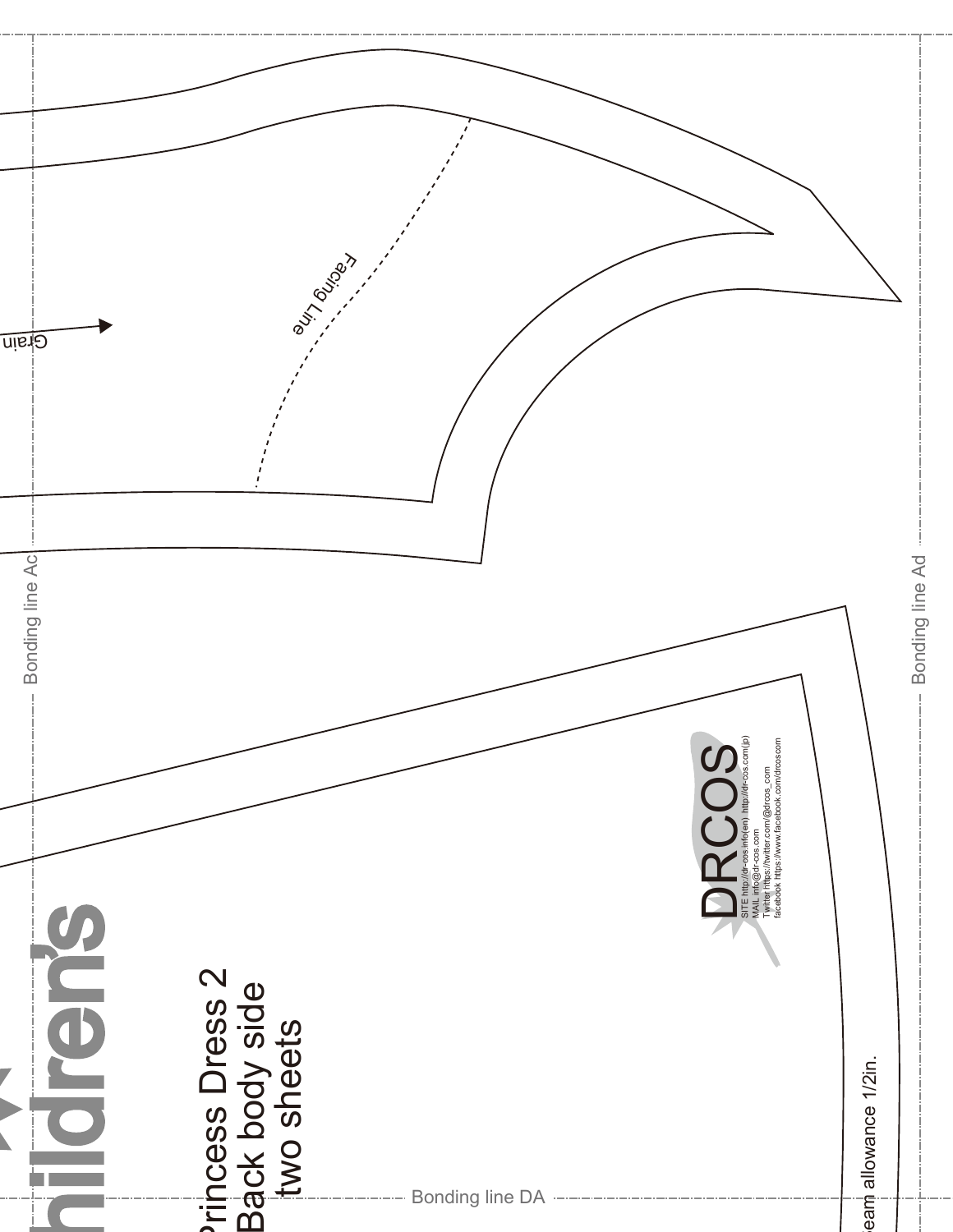Grain

Facing Line

Bonding line Ac

Bonding line Ad

Bonding line DA

hildren's

Princess Dress 2
Back body side
two sheets

DRCOS

SITE http://dr-cos.info(en) http://dr-cos.com(jp)
MAIL info@dr-cos.com
Twitter https://twitter.com/@drcos_com
facebook https://www.facebook.com/drcoscom

eam allowance 1/2in.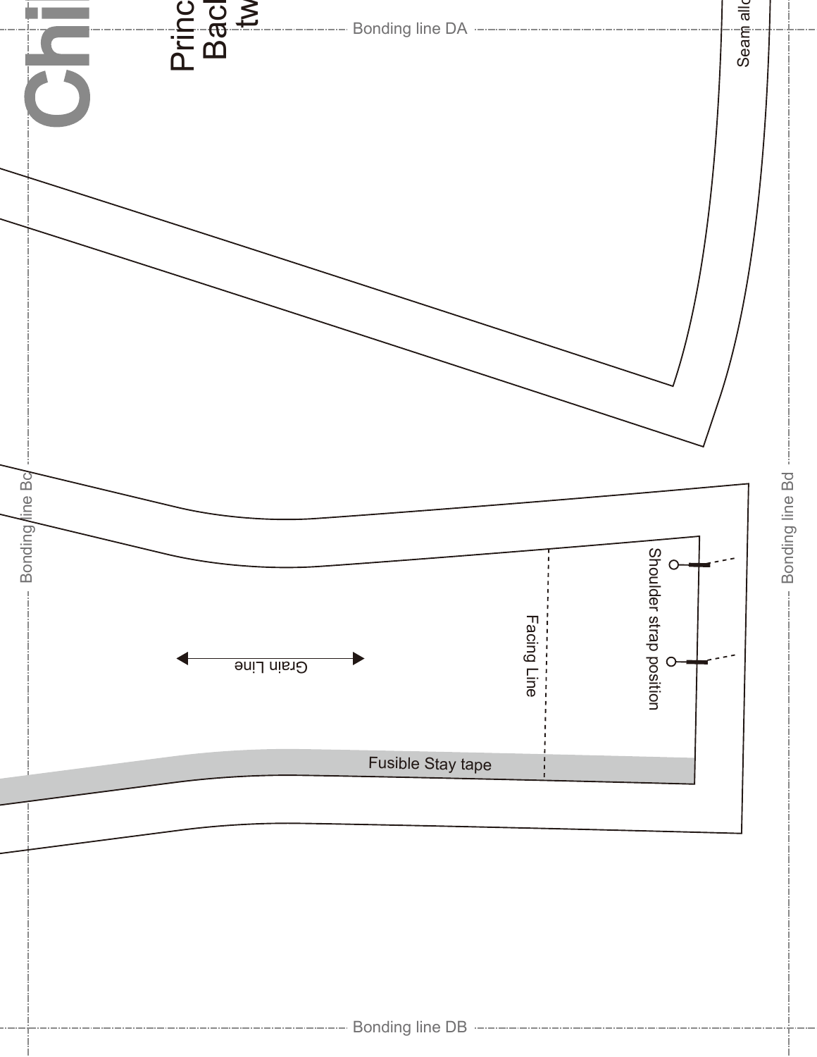Bonding line DA

Chi

Princ
Bacl
tw

Seam allo

Bonding line Bc

Bonding line Bd

Shoulder strap position

Facing Line

Grain Line

Fusible Stay tape

Bonding line DB